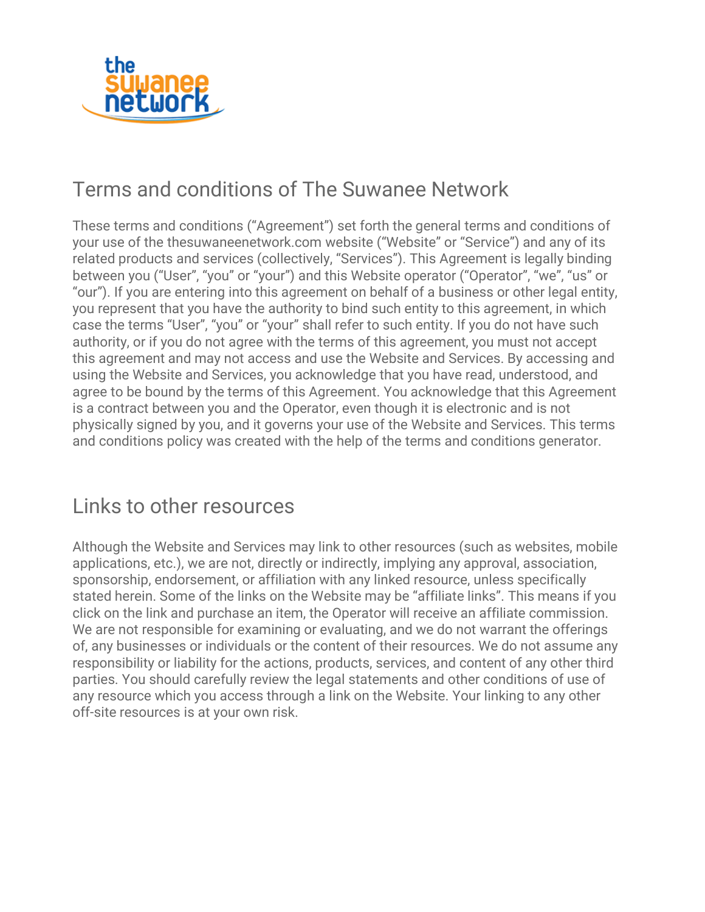# Terms and conditions of The Suwanee Network

These terms and conditions ("Agreement") set forth the general terms and conditions of your use of the thesuwaneenetwork.com website ("Website" or "Service") and any of its related products and services (collectively, "Services"). This Agreement is legally binding between you ("User", "you" or "your") and this Website operator ("Operator", "we", "us" or "our"). If you are entering into this agreement on behalf of a business or other legal entity, you represent that you have the authority to bind such entity to this agreement, in which case the terms "User", "you" or "your" shall refer to such entity. If you do not have such authority, or if you do not agree with the terms of this agreement, you must not accept this agreement and may not access and use the Website and Services. By accessing and using the Website and Services, you acknowledge that you have read, understood, and agree to be bound by the terms of this Agreement. You acknowledge that this Agreement is a contract between you and the Operator, even though it is electronic and is not physically signed by you, and it governs your use of the Website and Services. This terms and conditions policy was created with the help of the terms and conditions generator.

## Links to other resources

Although the Website and Services may link to other resources (such as websites, mobile applications, etc.), we are not, directly or indirectly, implying any approval, association, sponsorship, endorsement, or affiliation with any linked resource, unless specifically stated herein. Some of the links on the Website may be "affiliate links". This means if you click on the link and purchase an item, the Operator will receive an affiliate commission. We are not responsible for examining or evaluating, and we do not warrant the offerings of, any businesses or individuals or the content of their resources. We do not assume any responsibility or liability for the actions, products, services, and content of any other third parties. You should carefully review the legal statements and other conditions of use of any resource which you access through a link on the Website. Your linking to any other off-site resources is at your own risk.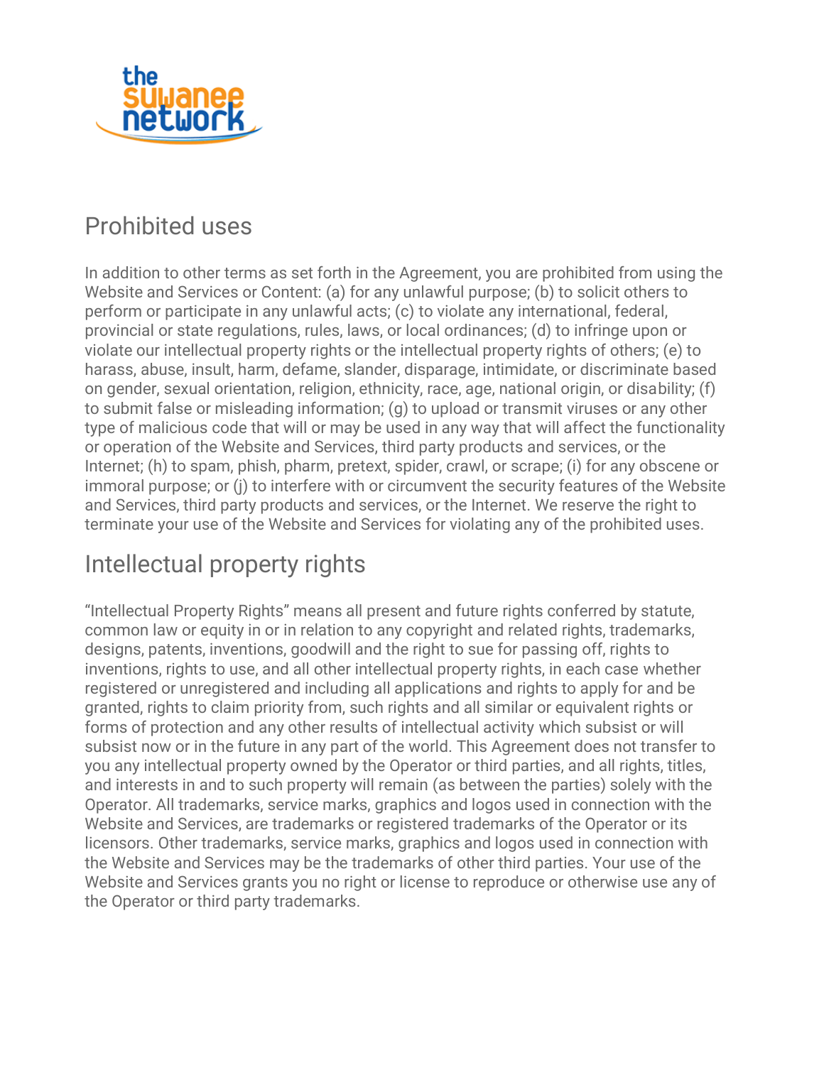## Prohibited uses

In addition to other terms as set forth in the Agreement, you are prohibited from using the Website and Services or Content: (a) for any unlawful purpose; (b) to solicit others to perform or participate in any unlawful acts; (c) to violate any international, federal, provincial or state regulations, rules, laws, or local ordinances; (d) to infringe upon or violate our intellectual property rights or the intellectual property rights of others; (e) to harass, abuse, insult, harm, defame, slander, disparage, intimidate, or discriminate based on gender, sexual orientation, religion, ethnicity, race, age, national origin, or disability; (f) to submit false or misleading information; (g) to upload or transmit viruses or any other type of malicious code that will or may be used in any way that will affect the functionality or operation of the Website and Services, third party products and services, or the Internet; (h) to spam, phish, pharm, pretext, spider, crawl, or scrape; (i) for any obscene or immoral purpose; or (j) to interfere with or circumvent the security features of the Website and Services, third party products and services, or the Internet. We reserve the right to terminate your use of the Website and Services for violating any of the prohibited uses.

## Intellectual property rights

"Intellectual Property Rights" means all present and future rights conferred by statute, common law or equity in or in relation to any copyright and related rights, trademarks, designs, patents, inventions, goodwill and the right to sue for passing off, rights to inventions, rights to use, and all other intellectual property rights, in each case whether registered or unregistered and including all applications and rights to apply for and be granted, rights to claim priority from, such rights and all similar or equivalent rights or forms of protection and any other results of intellectual activity which subsist or will subsist now or in the future in any part of the world. This Agreement does not transfer to you any intellectual property owned by the Operator or third parties, and all rights, titles, and interests in and to such property will remain (as between the parties) solely with the Operator. All trademarks, service marks, graphics and logos used in connection with the Website and Services, are trademarks or registered trademarks of the Operator or its licensors. Other trademarks, service marks, graphics and logos used in connection with the Website and Services may be the trademarks of other third parties. Your use of the Website and Services grants you no right or license to reproduce or otherwise use any of the Operator or third party trademarks.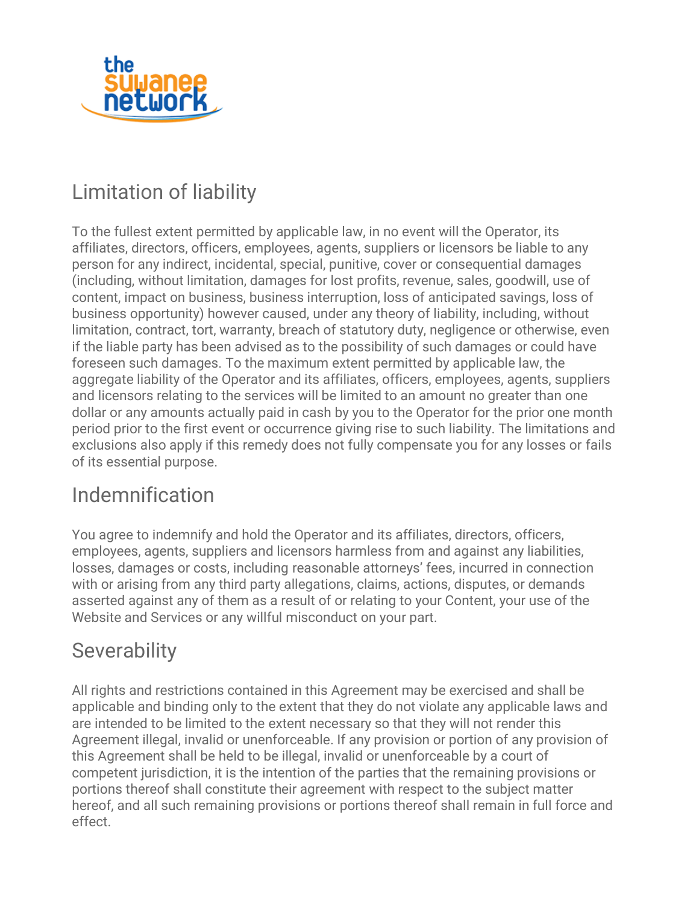## Limitation of liability

To the fullest extent permitted by applicable law, in no event will the Operator, its affiliates, directors, officers, employees, agents, suppliers or licensors be liable to any person for any indirect, incidental, special, punitive, cover or consequential damages (including, without limitation, damages for lost profits, revenue, sales, goodwill, use of content, impact on business, business interruption, loss of anticipated savings, loss of business opportunity) however caused, under any theory of liability, including, without limitation, contract, tort, warranty, breach of statutory duty, negligence or otherwise, even if the liable party has been advised as to the possibility of such damages or could have foreseen such damages. To the maximum extent permitted by applicable law, the aggregate liability of the Operator and its affiliates, officers, employees, agents, suppliers and licensors relating to the services will be limited to an amount no greater than one dollar or any amounts actually paid in cash by you to the Operator for the prior one month period prior to the first event or occurrence giving rise to such liability. The limitations and exclusions also apply if this remedy does not fully compensate you for any losses or fails of its essential purpose.

## Indemnification

You agree to indemnify and hold the Operator and its affiliates, directors, officers, employees, agents, suppliers and licensors harmless from and against any liabilities, losses, damages or costs, including reasonable attorneys' fees, incurred in connection with or arising from any third party allegations, claims, actions, disputes, or demands asserted against any of them as a result of or relating to your Content, your use of the Website and Services or any willful misconduct on your part.

## Severability

All rights and restrictions contained in this Agreement may be exercised and shall be applicable and binding only to the extent that they do not violate any applicable laws and are intended to be limited to the extent necessary so that they will not render this Agreement illegal, invalid or unenforceable. If any provision or portion of any provision of this Agreement shall be held to be illegal, invalid or unenforceable by a court of competent jurisdiction, it is the intention of the parties that the remaining provisions or portions thereof shall constitute their agreement with respect to the subject matter hereof, and all such remaining provisions or portions thereof shall remain in full force and effect.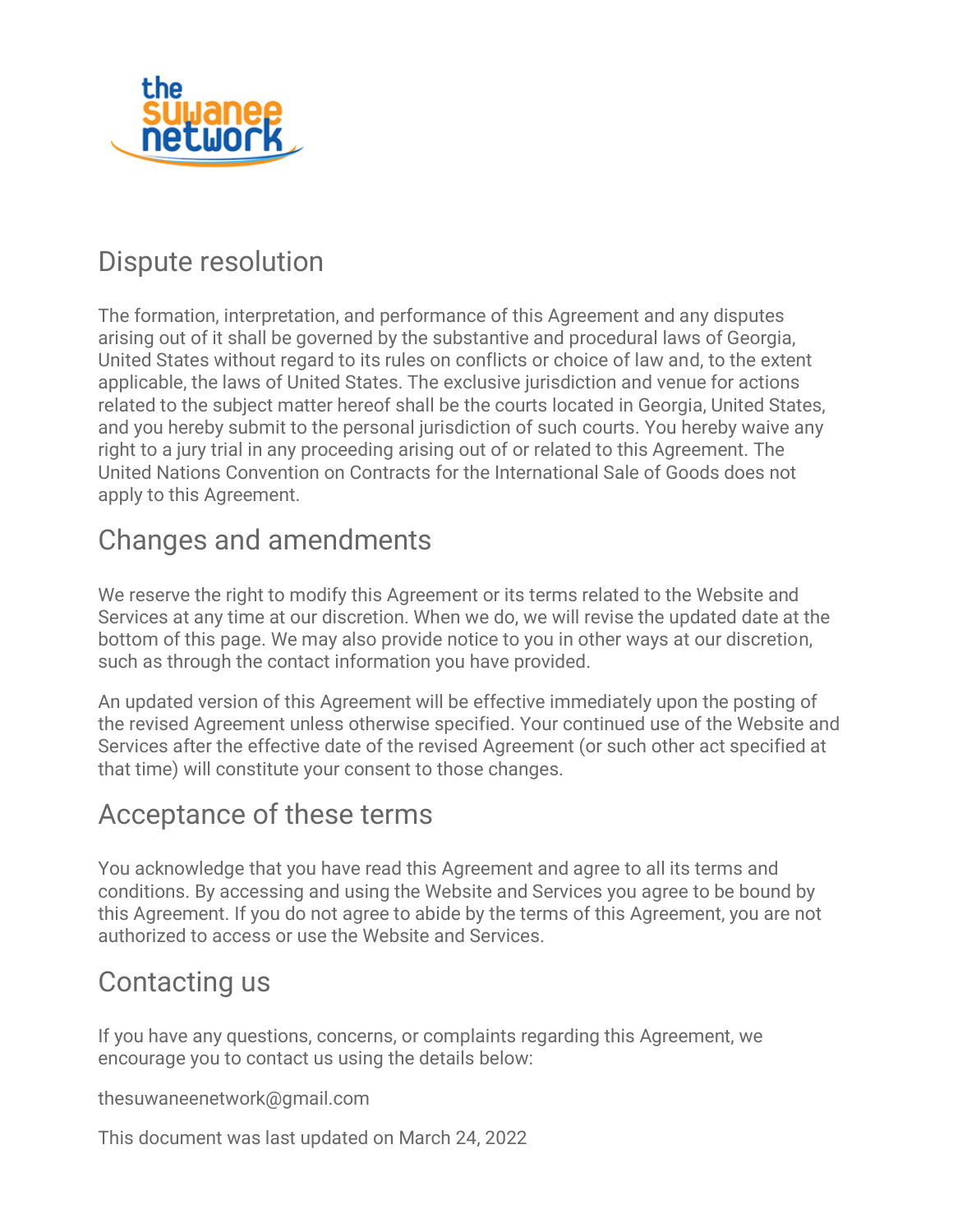## Dispute resolution

The formation, interpretation, and performance of this Agreement and any disputes arising out of it shall be governed by the substantive and procedural laws of Georgia, United States without regard to its rules on conflicts or choice of law and, to the extent applicable, the laws of United States. The exclusive jurisdiction and venue for actions related to the subject matter hereof shall be the courts located in Georgia, United States, and you hereby submit to the personal jurisdiction of such courts. You hereby waive any right to a jury trial in any proceeding arising out of or related to this Agreement. The United Nations Convention on Contracts for the International Sale of Goods does not apply to this Agreement.

## Changes and amendments

We reserve the right to modify this Agreement or its terms related to the Website and Services at any time at our discretion. When we do, we will revise the updated date at the bottom of this page. We may also provide notice to you in other ways at our discretion, such as through the contact information you have provided.

An updated version of this Agreement will be effective immediately upon the posting of the revised Agreement unless otherwise specified. Your continued use of the Website and Services after the effective date of the revised Agreement (or such other act specified at that time) will constitute your consent to those changes.

## Acceptance of these terms

You acknowledge that you have read this Agreement and agree to all its terms and conditions. By accessing and using the Website and Services you agree to be bound by this Agreement. If you do not agree to abide by the terms of this Agreement, you are not authorized to access or use the Website and Services.

## Contacting us

If you have any questions, concerns, or complaints regarding this Agreement, we encourage you to contact us using the details below:

thesuwaneenetwork@gmail.com

This document was last updated on March 24, 2022